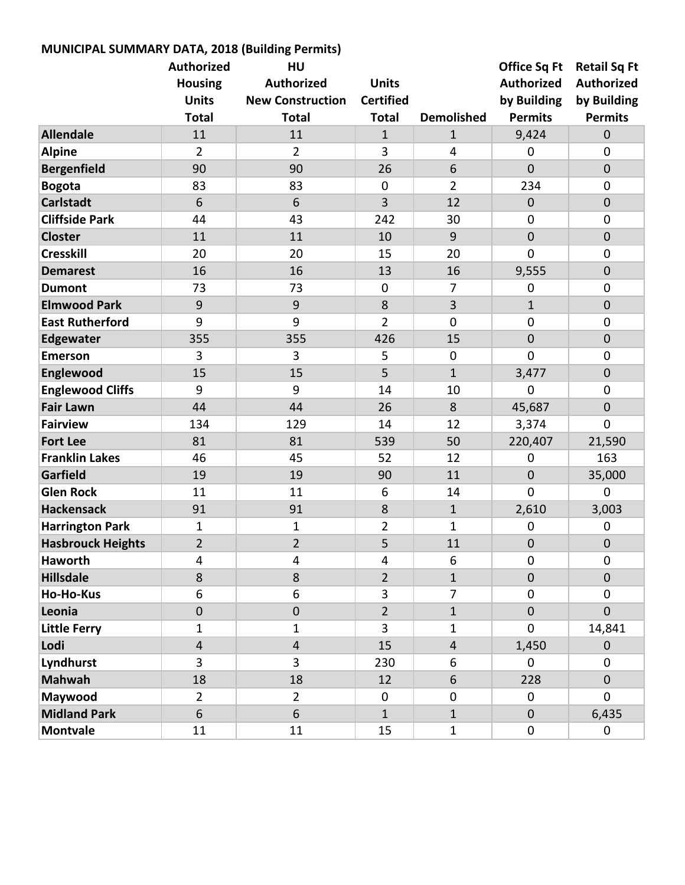**MUNICIPAL SUMMARY DATA, 2018 (Building Permits)**

| | Authorized Housing Units Total | HU Authorized New Construction Total | Units Certified Total | Demolished | Office Sq Ft Authorized by Building Permits | Retail Sq Ft Authorized by Building Permits |
|---|---|---|---|---|---|---|
| **Allendale** | 11 | 11 | 1 | 1 | 9,424 | 0 |
| **Alpine** | 2 | 2 | 3 | 4 | 0 | 0 |
| **Bergenfield** | 90 | 90 | 26 | 6 | 0 | 0 |
| **Bogota** | 83 | 83 | 0 | 2 | 234 | 0 |
| **Carlstadt** | 6 | 6 | 3 | 12 | 0 | 0 |
| **Cliffside Park** | 44 | 43 | 242 | 30 | 0 | 0 |
| **Closter** | 11 | 11 | 10 | 9 | 0 | 0 |
| **Cresskill** | 20 | 20 | 15 | 20 | 0 | 0 |
| **Demarest** | 16 | 16 | 13 | 16 | 9,555 | 0 |
| **Dumont** | 73 | 73 | 0 | 7 | 0 | 0 |
| **Elmwood Park** | 9 | 9 | 8 | 3 | 1 | 0 |
| **East Rutherford** | 9 | 9 | 2 | 0 | 0 | 0 |
| **Edgewater** | 355 | 355 | 426 | 15 | 0 | 0 |
| **Emerson** | 3 | 3 | 5 | 0 | 0 | 0 |
| **Englewood** | 15 | 15 | 5 | 1 | 3,477 | 0 |
| **Englewood Cliffs** | 9 | 9 | 14 | 10 | 0 | 0 |
| **Fair Lawn** | 44 | 44 | 26 | 8 | 45,687 | 0 |
| **Fairview** | 134 | 129 | 14 | 12 | 3,374 | 0 |
| **Fort Lee** | 81 | 81 | 539 | 50 | 220,407 | 21,590 |
| **Franklin Lakes** | 46 | 45 | 52 | 12 | 0 | 163 |
| **Garfield** | 19 | 19 | 90 | 11 | 0 | 35,000 |
| **Glen Rock** | 11 | 11 | 6 | 14 | 0 | 0 |
| **Hackensack** | 91 | 91 | 8 | 1 | 2,610 | 3,003 |
| **Harrington Park** | 1 | 1 | 2 | 1 | 0 | 0 |
| **Hasbrouck Heights** | 2 | 2 | 5 | 11 | 0 | 0 |
| **Haworth** | 4 | 4 | 4 | 6 | 0 | 0 |
| **Hillsdale** | 8 | 8 | 2 | 1 | 0 | 0 |
| **Ho-Ho-Kus** | 6 | 6 | 3 | 7 | 0 | 0 |
| **Leonia** | 0 | 0 | 2 | 1 | 0 | 0 |
| **Little Ferry** | 1 | 1 | 3 | 1 | 0 | 14,841 |
| **Lodi** | 4 | 4 | 15 | 4 | 1,450 | 0 |
| **Lyndhurst** | 3 | 3 | 230 | 6 | 0 | 0 |
| **Mahwah** | 18 | 18 | 12 | 6 | 228 | 0 |
| **Maywood** | 2 | 2 | 0 | 0 | 0 | 0 |
| **Midland Park** | 6 | 6 | 1 | 1 | 0 | 6,435 |
| **Montvale** | 11 | 11 | 15 | 1 | 0 | 0 |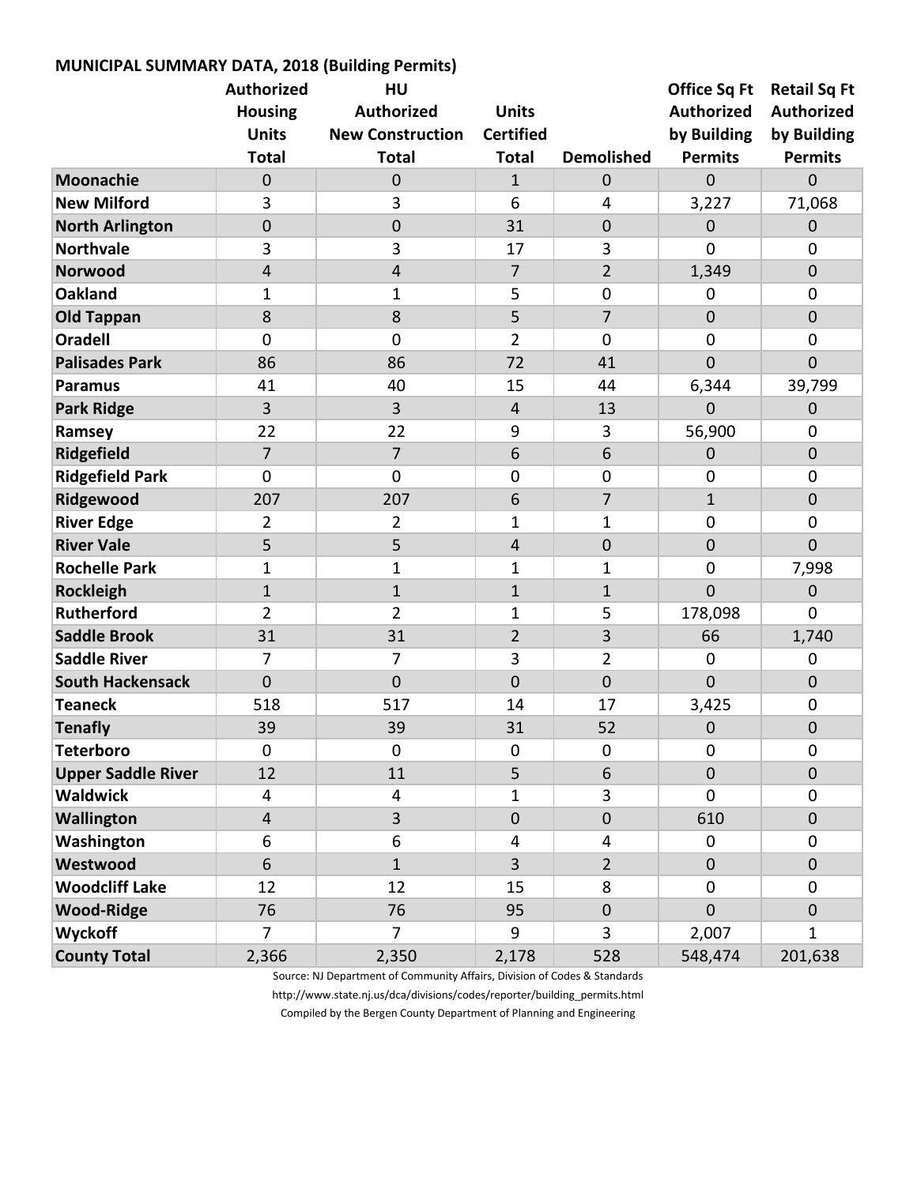**MUNICIPAL SUMMARY DATA, 2018 (Building Permits)**

| | Authorized Housing Units Total | HU Authorized New Construction Total | Units Certified Total | Demolished | Office Sq Ft Authorized by Building Permits | Retail Sq Ft Authorized by Building Permits |
|---|---|---|---|---|---|---|
| **Moonachie** | 0 | 0 | 1 | 0 | 0 | 0 |
| **New Milford** | 3 | 3 | 6 | 4 | 3,227 | 71,068 |
| **North Arlington** | 0 | 0 | 31 | 0 | 0 | 0 |
| **Northvale** | 3 | 3 | 17 | 3 | 0 | 0 |
| **Norwood** | 4 | 4 | 7 | 2 | 1,349 | 0 |
| **Oakland** | 1 | 1 | 5 | 0 | 0 | 0 |
| **Old Tappan** | 8 | 8 | 5 | 7 | 0 | 0 |
| **Oradell** | 0 | 0 | 2 | 0 | 0 | 0 |
| **Palisades Park** | 86 | 86 | 72 | 41 | 0 | 0 |
| **Paramus** | 41 | 40 | 15 | 44 | 6,344 | 39,799 |
| **Park Ridge** | 3 | 3 | 4 | 13 | 0 | 0 |
| **Ramsey** | 22 | 22 | 9 | 3 | 56,900 | 0 |
| **Ridgefield** | 7 | 7 | 6 | 6 | 0 | 0 |
| **Ridgefield Park** | 0 | 0 | 0 | 0 | 0 | 0 |
| **Ridgewood** | 207 | 207 | 6 | 7 | 1 | 0 |
| **River Edge** | 2 | 2 | 1 | 1 | 0 | 0 |
| **River Vale** | 5 | 5 | 4 | 0 | 0 | 0 |
| **Rochelle Park** | 1 | 1 | 1 | 1 | 0 | 7,998 |
| **Rockleigh** | 1 | 1 | 1 | 1 | 0 | 0 |
| **Rutherford** | 2 | 2 | 1 | 5 | 178,098 | 0 |
| **Saddle Brook** | 31 | 31 | 2 | 3 | 66 | 1,740 |
| **Saddle River** | 7 | 7 | 3 | 2 | 0 | 0 |
| **South Hackensack** | 0 | 0 | 0 | 0 | 0 | 0 |
| **Teaneck** | 518 | 517 | 14 | 17 | 3,425 | 0 |
| **Tenafly** | 39 | 39 | 31 | 52 | 0 | 0 |
| **Teterboro** | 0 | 0 | 0 | 0 | 0 | 0 |
| **Upper Saddle River** | 12 | 11 | 5 | 6 | 0 | 0 |
| **Waldwick** | 4 | 4 | 1 | 3 | 0 | 0 |
| **Wallington** | 4 | 3 | 0 | 0 | 610 | 0 |
| **Washington** | 6 | 6 | 4 | 4 | 0 | 0 |
| **Westwood** | 6 | 1 | 3 | 2 | 0 | 0 |
| **Woodcliff Lake** | 12 | 12 | 15 | 8 | 0 | 0 |
| **Wood-Ridge** | 76 | 76 | 95 | 0 | 0 | 0 |
| **Wyckoff** | 7 | 7 | 9 | 3 | 2,007 | 1 |
| **County Total** | 2,366 | 2,350 | 2,178 | 528 | 548,474 | 201,638 |

Source: NJ Department of Community Affairs, Division of Codes & Standards

http://www.state.nj.us/dca/divisions/codes/reporter/building_permits.html

Compiled by the Bergen County Department of Planning and Engineering